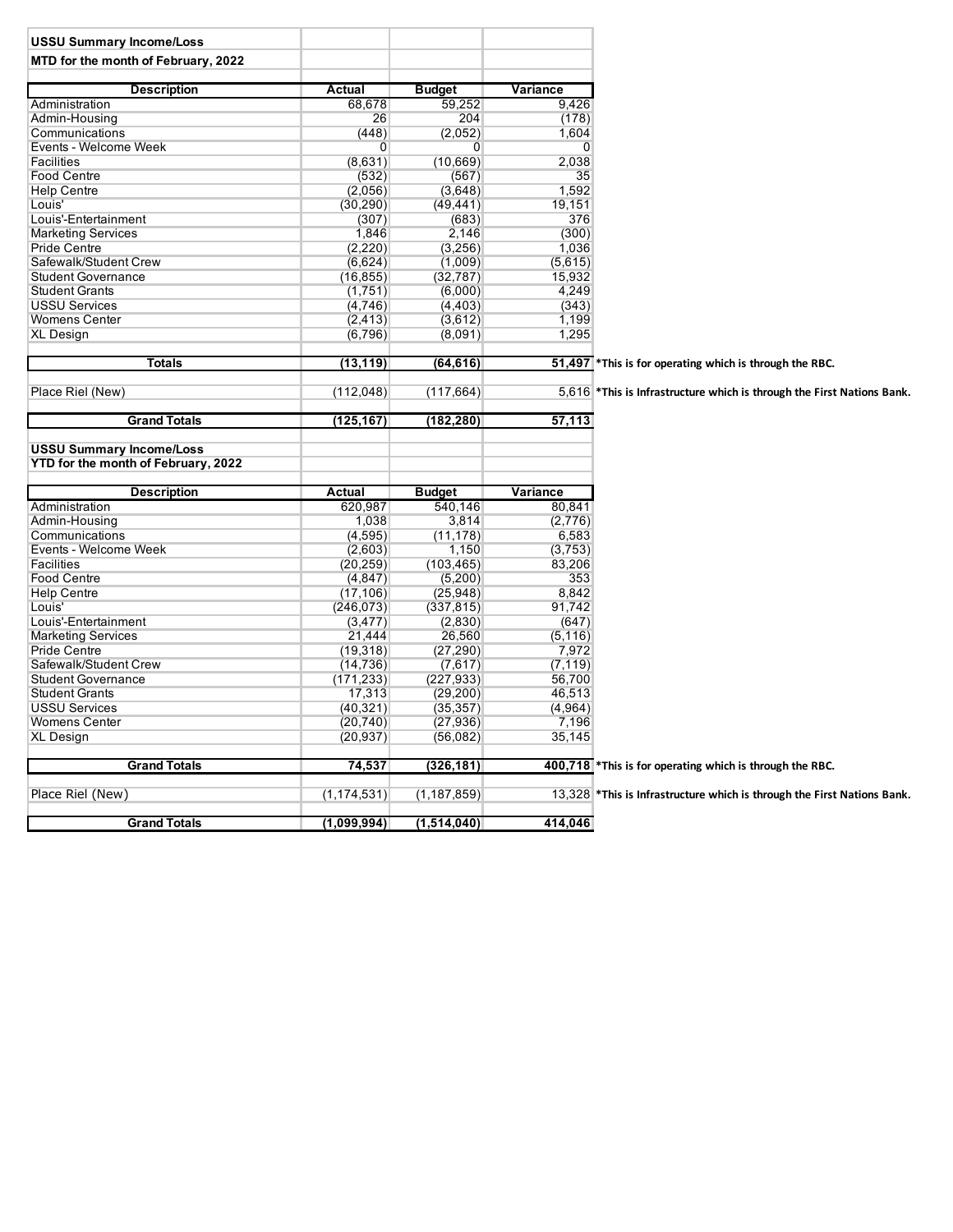| USSU Summary Income/Loss | | | | |
|---|---|---|---|---|
| MTD for the month of February, 2022 | | | | |
| **Description** | **Actual** | **Budget** | **Variance** | |
| Administration | 68,678 | 59,252 | 9,426 | |
| Admin-Housing | 26 | 204 | (178) | |
| Communications | (448) | (2,052) | 1,604 | |
| Events - Welcome Week | 0 | 0 | 0 | |
| Facilities | (8,631) | (10,669) | 2,038 | |
| Food Centre | (532) | (567) | 35 | |
| Help Centre | (2,056) | (3,648) | 1,592 | |
| Louis' | (30,290) | (49,441) | 19,151 | |
| Louis'-Entertainment | (307) | (683) | 376 | |
| Marketing Services | 1,846 | 2,146 | (300) | |
| Pride Centre | (2,220) | (3,256) | 1,036 | |
| Safewalk/Student Crew | (6,624) | (1,009) | (5,615) | |
| Student Governance | (16,855) | (32,787) | 15,932 | |
| Student Grants | (1,751) | (6,000) | 4,249 | |
| USSU Services | (4,746) | (4,403) | (343) | |
| Womens Center | (2,413) | (3,612) | 1,199 | |
| XL Design | (6,796) | (8,091) | 1,295 | |
| **Totals** | **(13,119)** | **(64,616)** | **51,497** | **\*This is for operating which is through the RBC.** |
| Place Riel (New) | (112,048) | (117,664) | 5,616 | **\*This is Infrastructure which is through the First Nations Bank.** |
| **Grand Totals** | **(125,167)** | **(182,280)** | **57,113** | |

| USSU Summary Income/Loss | | | | |
|---|---|---|---|---|
| YTD for the month of February, 2022 | | | | |
| **Description** | **Actual** | **Budget** | **Variance** | |
| Administration | 620,987 | 540,146 | 80,841 | |
| Admin-Housing | 1,038 | 3,814 | (2,776) | |
| Communications | (4,595) | (11,178) | 6,583 | |
| Events - Welcome Week | (2,603) | 1,150 | (3,753) | |
| Facilities | (20,259) | (103,465) | 83,206 | |
| Food Centre | (4,847) | (5,200) | 353 | |
| Help Centre | (17,106) | (25,948) | 8,842 | |
| Louis' | (246,073) | (337,815) | 91,742 | |
| Louis'-Entertainment | (3,477) | (2,830) | (647) | |
| Marketing Services | 21,444 | 26,560 | (5,116) | |
| Pride Centre | (19,318) | (27,290) | 7,972 | |
| Safewalk/Student Crew | (14,736) | (7,617) | (7,119) | |
| Student Governance | (171,233) | (227,933) | 56,700 | |
| Student Grants | 17,313 | (29,200) | 46,513 | |
| USSU Services | (40,321) | (35,357) | (4,964) | |
| Womens Center | (20,740) | (27,936) | 7,196 | |
| XL Design | (20,937) | (56,082) | 35,145 | |
| **Grand Totals** | **74,537** | **(326,181)** | **400,718** | **\*This is for operating which is through the RBC.** |
| Place Riel (New) | (1,174,531) | (1,187,859) | 13,328 | **\*This is Infrastructure which is through the First Nations Bank.** |
| **Grand Totals** | **(1,099,994)** | **(1,514,040)** | **414,046** | |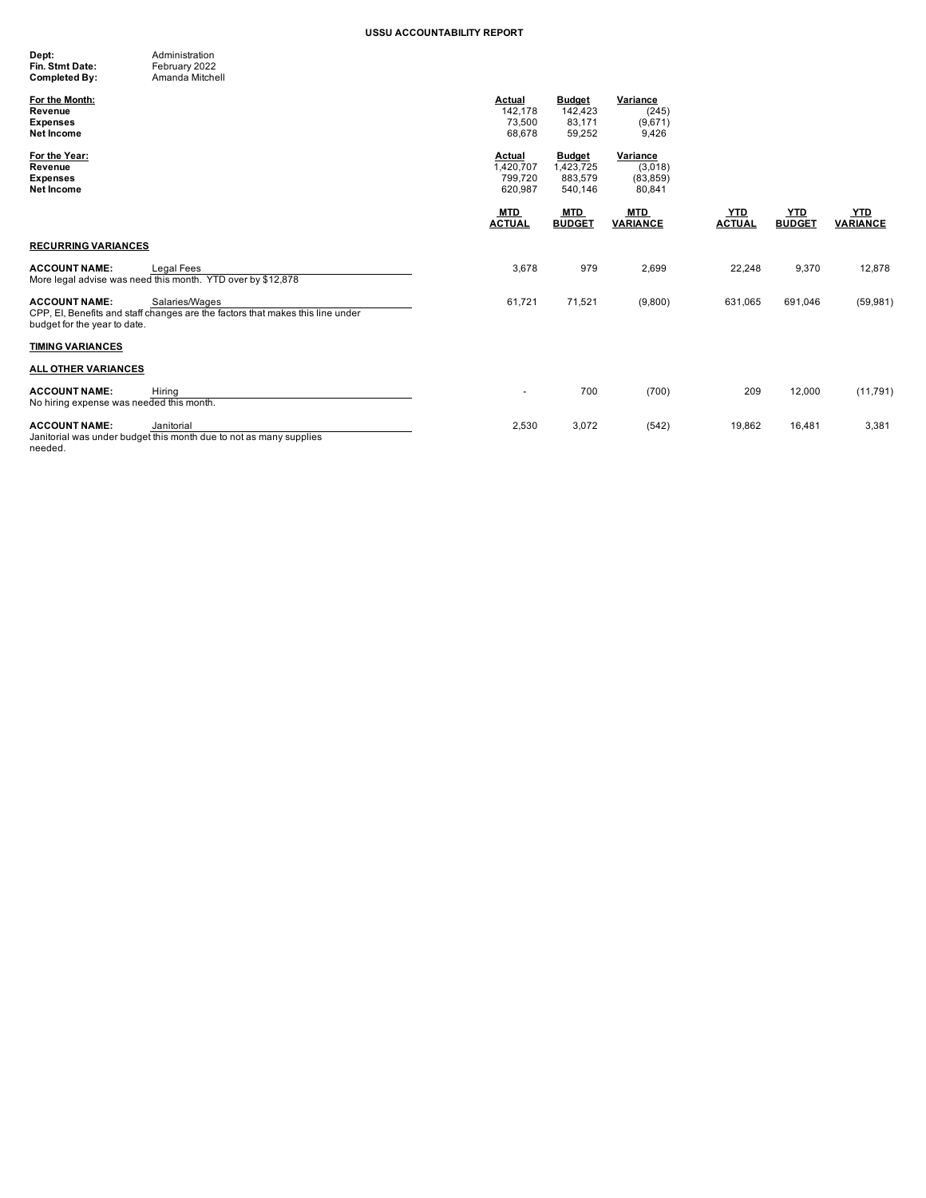# USSU ACCOUNTABILITY REPORT

**Dept:** Administration
**Fin. Stmt Date:** February 2022
**Completed By:** Amanda Mitchell

| For the Month: | Actual | Budget | Variance |
|---|---|---|---|
| Revenue | 142,178 | 142,423 | (245) |
| Expenses | 73,500 | 83,171 | (9,671) |
| Net Income | 68,678 | 59,252 | 9,426 |

| For the Year: | Actual | Budget | Variance |
|---|---|---|---|
| Revenue | 1,420,707 | 1,423,725 | (3,018) |
| Expenses | 799,720 | 883,579 | (83,859) |
| Net Income | 620,987 | 540,146 | 80,841 |

| | MTD ACTUAL | MTD BUDGET | MTD VARIANCE | YTD ACTUAL | YTD BUDGET | YTD VARIANCE |
|---|---|---|---|---|---|---|
| **RECURRING VARIANCES** | | | | | | |
| **ACCOUNT NAME:** Legal Fees<br>More legal advise was need this month. YTD over by $12,878 | 3,678 | 979 | 2,699 | 22,248 | 9,370 | 12,878 |
| **ACCOUNT NAME:** Salaries/Wages<br>CPP, EI, Benefits and staff changes are the factors that makes this line under budget for the year to date. | 61,721 | 71,521 | (9,800) | 631,065 | 691,046 | (59,981) |
| **TIMING VARIANCES** | | | | | | |
| **ALL OTHER VARIANCES** | | | | | | |
| **ACCOUNT NAME:** Hiring<br>No hiring expense was needed this month. | - | 700 | (700) | 209 | 12,000 | (11,791) |
| **ACCOUNT NAME:** Janitorial<br>Janitorial was under budget this month due to not as many supplies needed. | 2,530 | 3,072 | (542) | 19,862 | 16,481 | 3,381 |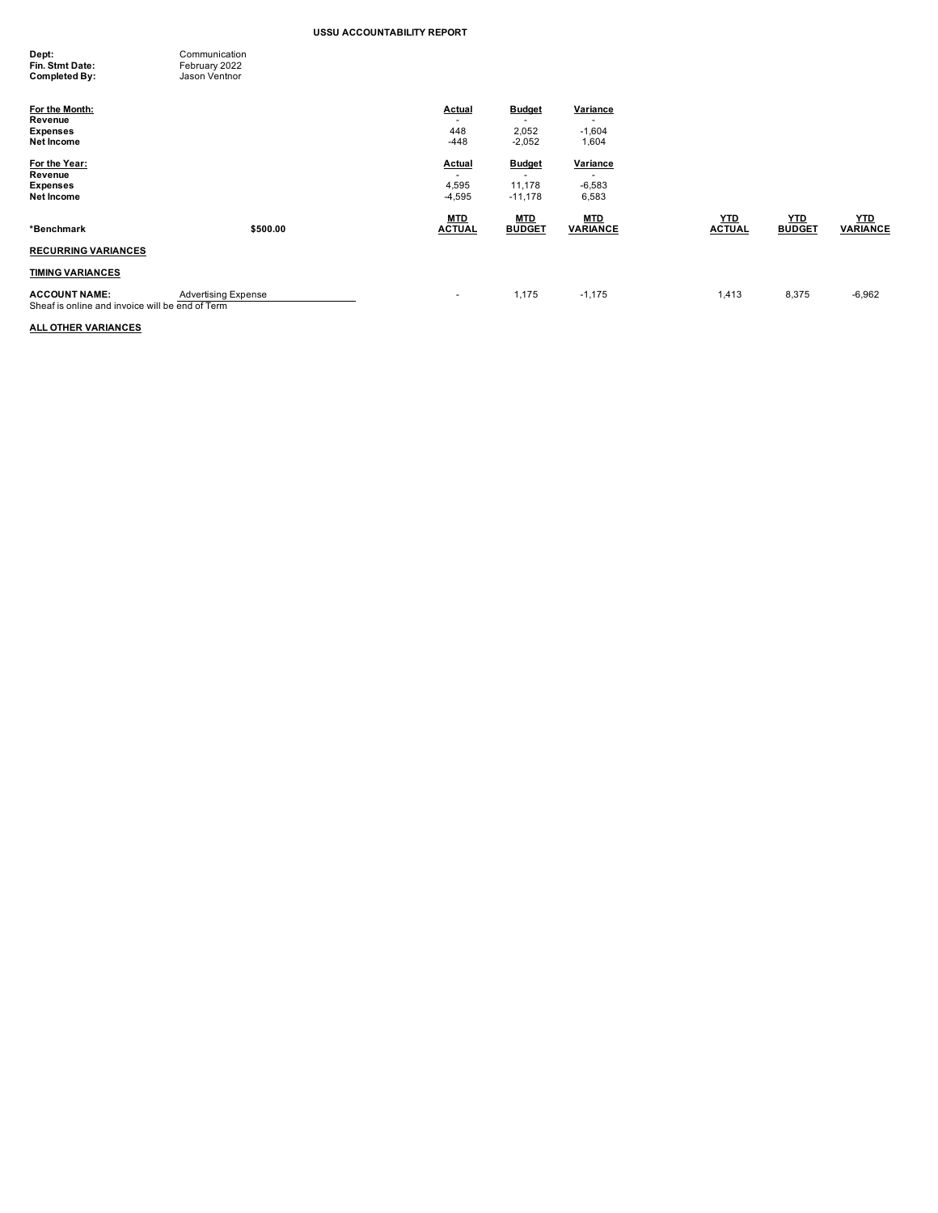# USSU ACCOUNTABILITY REPORT

**Dept:** Communication
**Fin. Stmt Date:** February 2022
**Completed By:** Jason Ventnor

| For the Month: | Actual | Budget | Variance |
|---|---|---|---|
| **Revenue** | - | - | - |
| **Expenses** | 448 | 2,052 | -1,604 |
| **Net Income** | -448 | -2,052 | 1,604 |

| For the Year: | Actual | Budget | Variance |
|---|---|---|---|
| **Revenue** | - | - | - |
| **Expenses** | 4,595 | 11,178 | -6,583 |
| **Net Income** | -4,595 | -11,178 | 6,583 |

| *Benchmark | $500.00 | MTD ACTUAL | MTD BUDGET | MTD VARIANCE | YTD ACTUAL | YTD BUDGET | YTD VARIANCE |
|---|---|---|---|---|---|---|---|
| **RECURRING VARIANCES** | | | | | | | |
| **TIMING VARIANCES** | | | | | | | |
| **ACCOUNT NAME:** | Advertising Expense | - | 1,175 | -1,175 | 1,413 | 8,375 | -6,962 |

Sheaf is online and invoice will be end of Term

**ALL OTHER VARIANCES**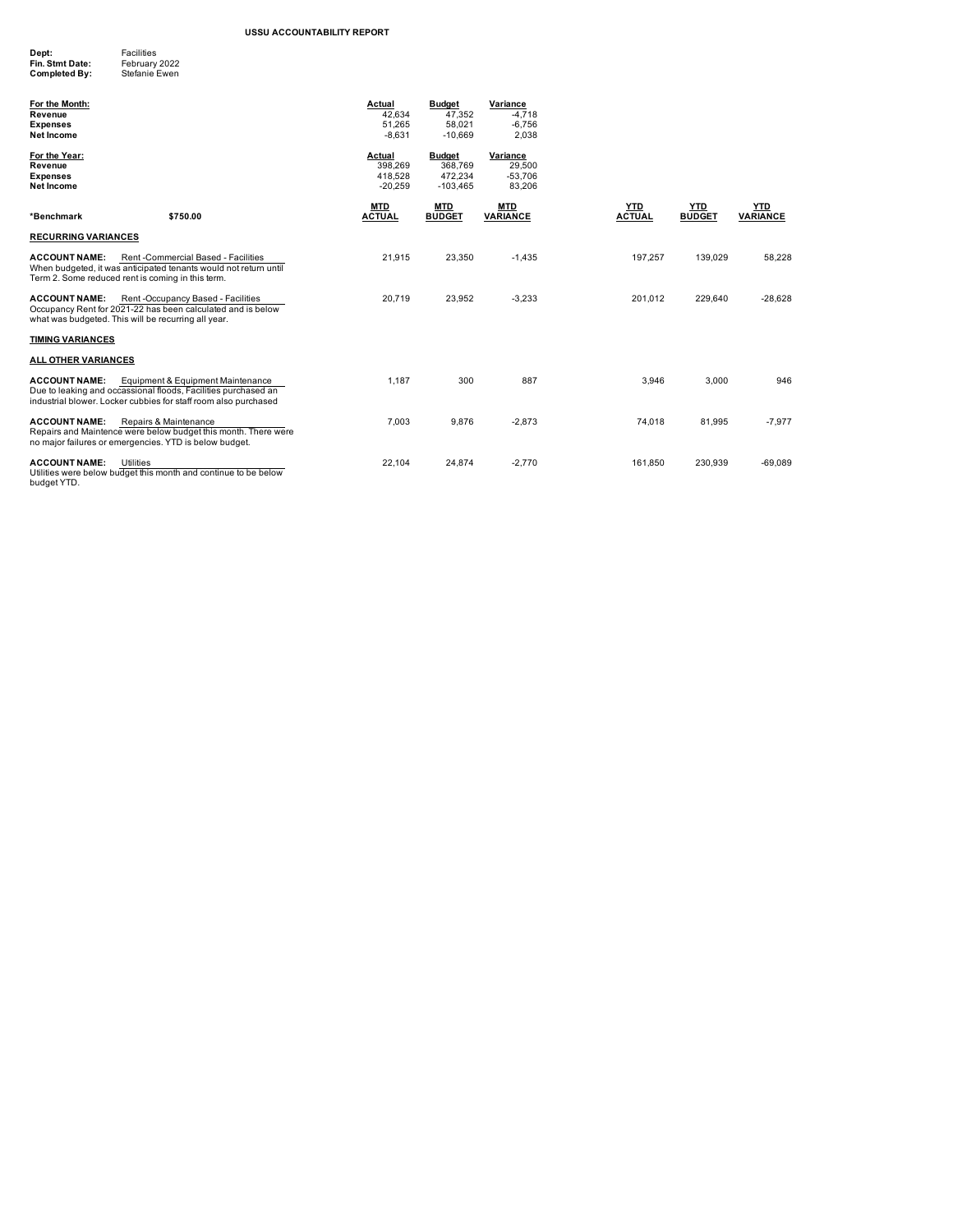# USSU ACCOUNTABILITY REPORT

**Dept:** Facilities
**Fin. Stmt Date:** February 2022
**Completed By:** Stefanie Ewen

| For the Month: | Actual | Budget | Variance |
|---|---|---|---|
| **Revenue** | 42,634 | 47,352 | -4,718 |
| **Expenses** | 51,265 | 58,021 | -6,756 |
| **Net Income** | -8,631 | -10,669 | 2,038 |

| For the Year: | Actual | Budget | Variance |
|---|---|---|---|
| **Revenue** | 398,269 | 368,769 | 29,500 |
| **Expenses** | 418,528 | 472,234 | -53,706 |
| **Net Income** | -20,259 | -103,465 | 83,206 |

**\*Benchmark** **$750.00**

| | MTD ACTUAL | MTD BUDGET | MTD VARIANCE | YTD ACTUAL | YTD BUDGET | YTD VARIANCE |
|---|---|---|---|---|---|---|
| **RECURRING VARIANCES** | | | | | | |
| **ACCOUNT NAME:** Rent -Commercial Based - Facilities<br>When budgeted, it was anticipated tenants would not return until Term 2. Some reduced rent is coming in this term. | 21,915 | 23,350 | -1,435 | 197,257 | 139,029 | 58,228 |
| **ACCOUNT NAME:** Rent -Occupancy Based - Facilities<br>Occupancy Rent for 2021-22 has been calculated and is below what was budgeted. This will be recurring all year. | 20,719 | 23,952 | -3,233 | 201,012 | 229,640 | -28,628 |
| **TIMING VARIANCES** | | | | | | |
| **ALL OTHER VARIANCES** | | | | | | |
| **ACCOUNT NAME:** Equipment & Equipment Maintenance<br>Due to leaking and occassional floods, Facilities purchased an industrial blower. Locker cubbies for staff room also purchased | 1,187 | 300 | 887 | 3,946 | 3,000 | 946 |
| **ACCOUNT NAME:** Repairs & Maintenance<br>Repairs and Maintence were below budget this month. There were no major failures or emergencies. YTD is below budget. | 7,003 | 9,876 | -2,873 | 74,018 | 81,995 | -7,977 |
| **ACCOUNT NAME:** Utilities<br>Utilities were below budget this month and continue to be below budget YTD. | 22,104 | 24,874 | -2,770 | 161,850 | 230,939 | -69,089 |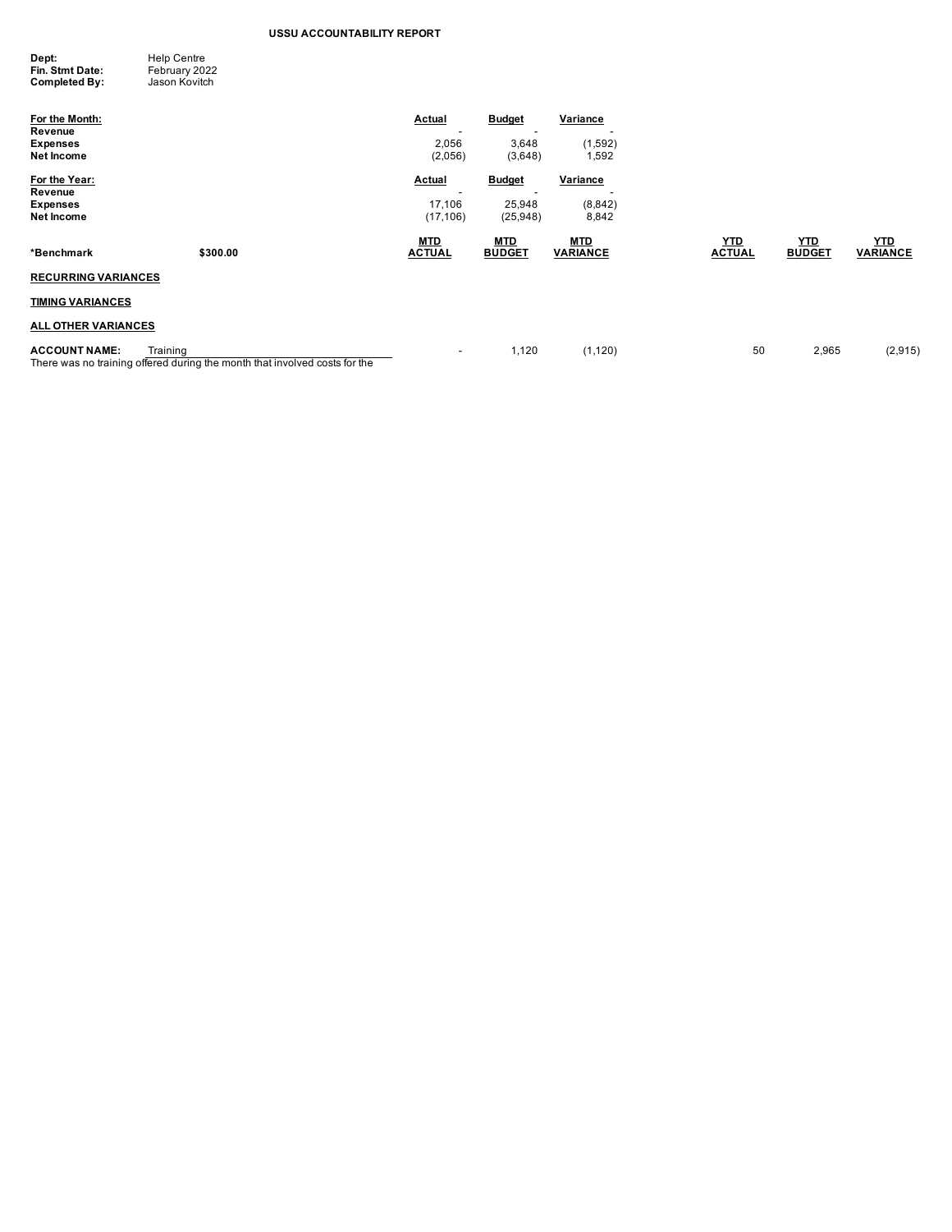**USSU ACCOUNTABILITY REPORT**

**Dept:** Help Centre
**Fin. Stmt Date:** February 2022
**Completed By:** Jason Kovitch

| **For the Month:** | **Actual** | **Budget** | **Variance** |
|---|---|---|---|
| **Revenue** | - | - | - |
| **Expenses** | 2,056 | 3,648 | (1,592) |
| **Net Income** | (2,056) | (3,648) | 1,592 |

| **For the Year:** | **Actual** | **Budget** | **Variance** |
|---|---|---|---|
| **Revenue** | - | - | - |
| **Expenses** | 17,106 | 25,948 | (8,842) |
| **Net Income** | (17,106) | (25,948) | 8,842 |

| ***Benchmark** | **$300.00** | **MTD ACTUAL** | **MTD BUDGET** | **MTD VARIANCE** | **YTD ACTUAL** | **YTD BUDGET** | **YTD VARIANCE** |
|---|---|---|---|---|---|---|---|
| **RECURRING VARIANCES** | | | | | | | |
| **TIMING VARIANCES** | | | | | | | |
| **ALL OTHER VARIANCES** | | | | | | | |
| **ACCOUNT NAME:** | Training | - | 1,120 | (1,120) | 50 | 2,965 | (2,915) |

There was no training offered during the month that involved costs for the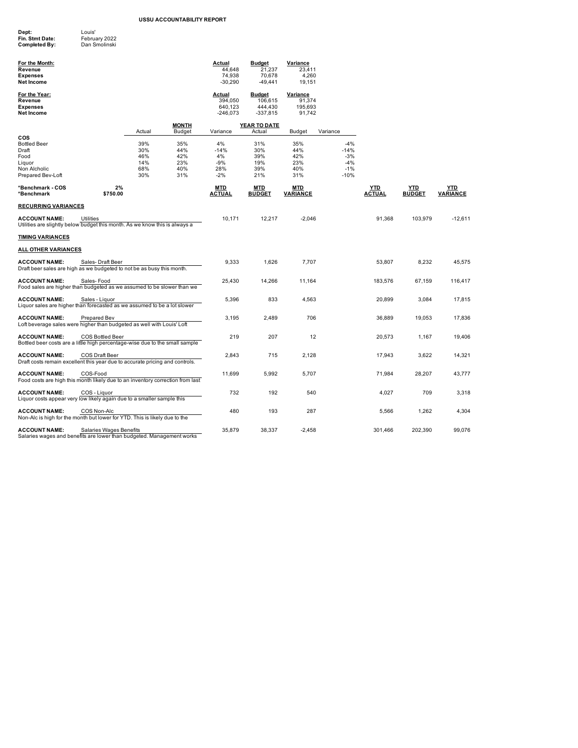## USSU ACCOUNTABILITY REPORT

**Dept:** Louis'
**Fin. Stmt Date:** February 2022
**Completed By:** Dan Smolinski

| For the Month: | Actual | Budget | Variance |
|---|---|---|---|
| **Revenue** | 44,648 | 21,237 | 23,411 |
| **Expenses** | 74,938 | 70,678 | 4,260 |
| **Net Income** | -30,290 | -49,441 | 19,151 |

| For the Year: | Actual | Budget | Variance |
|---|---|---|---|
| **Revenue** | 394,050 | 106,615 | 91,374 |
| **Expenses** | 640,123 | 444,430 | 195,693 |
| **Net Income** | -246,073 | -337,815 | 91,742 |

| COS | MONTH Actual | MONTH Budget | MONTH Variance | YEAR TO DATE Actual | YEAR TO DATE Budget | YEAR TO DATE Variance |
|---|---|---|---|---|---|---|
| Bottled Beer | 39% | 35% | 4% | 31% | 35% | -4% |
| Draft | 30% | 44% | -14% | 30% | 44% | -14% |
| Food | 46% | 42% | 4% | 39% | 42% | -3% |
| Liquor | 14% | 23% | -9% | 19% | 23% | -4% |
| Non Alcholic | 68% | 40% | 28% | 39% | 40% | -1% |
| Prepared Bev-Loft | 30% | 31% | -2% | 21% | 31% | -10% |

**\*Benchmark - COS** 2%
**\*Benchmark** $750.00

| | MTD ACTUAL | MTD BUDGET | MTD VARIANCE | YTD ACTUAL | YTD BUDGET | YTD VARIANCE |
|---|---|---|---|---|---|---|
| **RECURRING VARIANCES** | | | | | | |
| **ACCOUNT NAME:** Utilities<br>Utilities are slightly below budget this month. As we know this is always a | 10,171 | 12,217 | -2,046 | 91,368 | 103,979 | -12,611 |
| **TIMING VARIANCES** | | | | | | |
| **ALL OTHER VARIANCES** | | | | | | |
| **ACCOUNT NAME:** Sales- Draft Beer<br>Draft beer sales are high as we budgeted to not be as busy this month. | 9,333 | 1,626 | 7,707 | 53,807 | 8,232 | 45,575 |
| **ACCOUNT NAME:** Sales- Food<br>Food sales are higher than budgeted as we assumed to be slower than we | 25,430 | 14,266 | 11,164 | 183,576 | 67,159 | 116,417 |
| **ACCOUNT NAME:** Sales - Liquor<br>Liquor sales are higher than forecasted as we assumed to be a lot slower | 5,396 | 833 | 4,563 | 20,899 | 3,084 | 17,815 |
| **ACCOUNT NAME:** Prepared Bev<br>Loft beverage sales were higher than budgeted as well with Louis' Loft | 3,195 | 2,489 | 706 | 36,889 | 19,053 | 17,836 |
| **ACCOUNT NAME:** COS Bottled Beer<br>Bottled beer costs are a little high percentage-wise due to the small sample | 219 | 207 | 12 | 20,573 | 1,167 | 19,406 |
| **ACCOUNT NAME:** COS Draft Beer<br>Draft costs remain excellent this year due to accurate pricing and controls. | 2,843 | 715 | 2,128 | 17,943 | 3,622 | 14,321 |
| **ACCOUNT NAME:** COS-Food<br>Food costs are high this month likely due to an inventory correction from last | 11,699 | 5,992 | 5,707 | 71,984 | 28,207 | 43,777 |
| **ACCOUNT NAME:** COS - Liquor<br>Liquor costs appear very low likely again due to a smaller sample this | 732 | 192 | 540 | 4,027 | 709 | 3,318 |
| **ACCOUNT NAME:** COS Non-Alc<br>Non-Alc is high for the month but lower for YTD. This is likely due to the | 480 | 193 | 287 | 5,566 | 1,262 | 4,304 |
| **ACCOUNT NAME:** Salaries Wages Benefits<br>Salaries wages and benefits are lower than budgeted. Management works | 35,879 | 38,337 | -2,458 | 301,466 | 202,390 | 99,076 |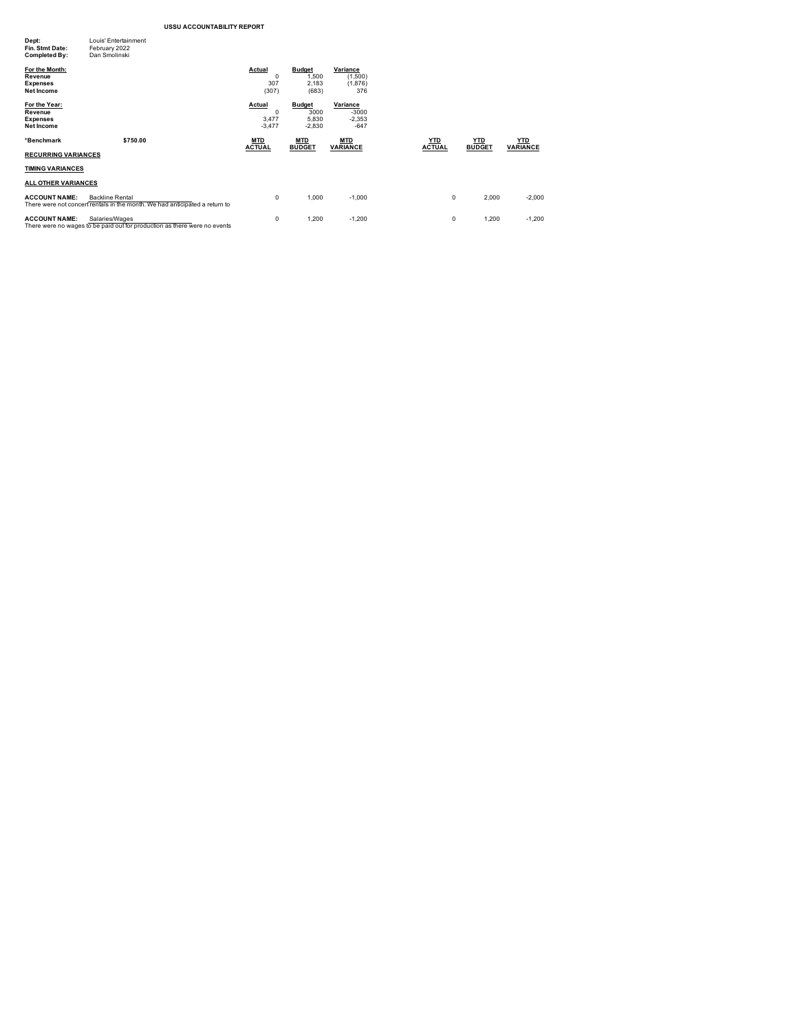**USSU ACCOUNTABILITY REPORT**

**Dept:** Louis' Entertainment
**Fin. Stmt Date:** February 2022
**Completed By:** Dan Smolinski

| For the Month: | Actual | Budget | Variance |
|---|---|---|---|
| Revenue | 0 | 1,500 | (1,500) |
| Expenses | 307 | 2,183 | (1,876) |
| Net Income | (307) | (683) | 376 |

| For the Year: | Actual | Budget | Variance |
|---|---|---|---|
| Revenue | 0 | 3000 | -3000 |
| Expenses | 3,477 | 5,830 | -2,353 |
| Net Income | -3,477 | -2,830 | -647 |

**\*Benchmark** **$750.00**

| | MTD ACTUAL | MTD BUDGET | MTD VARIANCE | YTD ACTUAL | YTD BUDGET | YTD VARIANCE |
|---|---|---|---|---|---|---|
| **RECURRING VARIANCES** | | | | | | |
| **TIMING VARIANCES** | | | | | | |
| **ALL OTHER VARIANCES** | | | | | | |
| **ACCOUNT NAME:** Backline Rental | 0 | 1,000 | -1,000 | 0 | 2,000 | -2,000 |
| **ACCOUNT NAME:** Salaries/Wages | 0 | 1,200 | -1,200 | 0 | 1,200 | -1,200 |

**ACCOUNT NAME:** Backline Rental
There were not concert rentals in the month. We had anticipated a return to

**ACCOUNT NAME:** Salaries/Wages
There were no wages to be paid out for production as there were no events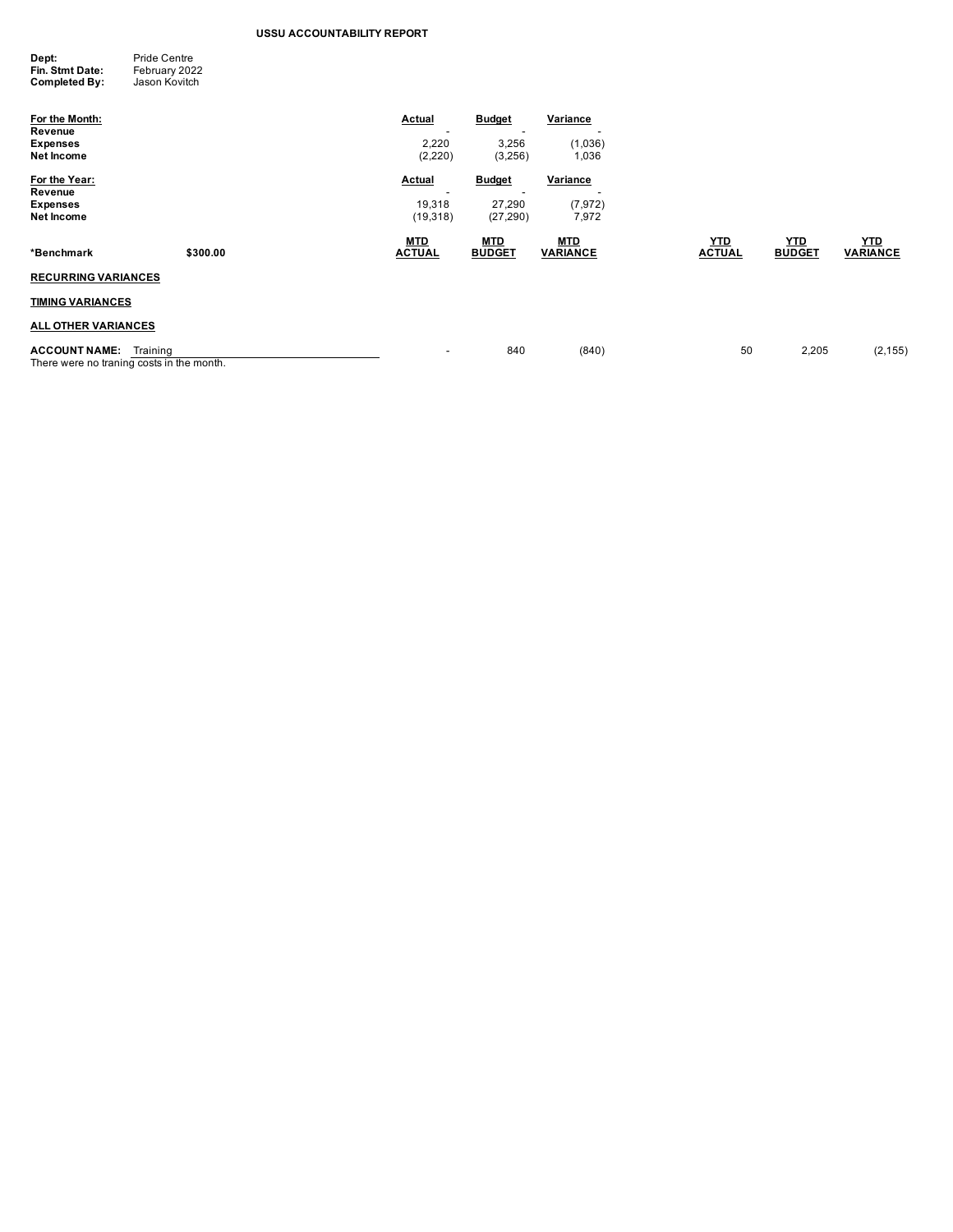# USSU ACCOUNTABILITY REPORT

**Dept:** Pride Centre
**Fin. Stmt Date:** February 2022
**Completed By:** Jason Kovitch

| For the Month: | Actual | Budget | Variance |
|---|---|---|---|
| **Revenue** | - | - | - |
| **Expenses** | 2,220 | 3,256 | (1,036) |
| **Net Income** | (2,220) | (3,256) | 1,036 |

| For the Year: | Actual | Budget | Variance |
|---|---|---|---|
| **Revenue** | - | - | - |
| **Expenses** | 19,318 | 27,290 | (7,972) |
| **Net Income** | (19,318) | (27,290) | 7,972 |

| *Benchmark $300.00 | MTD ACTUAL | MTD BUDGET | MTD VARIANCE | YTD ACTUAL | YTD BUDGET | YTD VARIANCE |
|---|---|---|---|---|---|---|
| **RECURRING VARIANCES** | | | | | | |
| **TIMING VARIANCES** | | | | | | |
| **ALL OTHER VARIANCES** | | | | | | |
| **ACCOUNT NAME:** Training | - | 840 | (840) | 50 | 2,205 | (2,155) |

There were no traning costs in the month.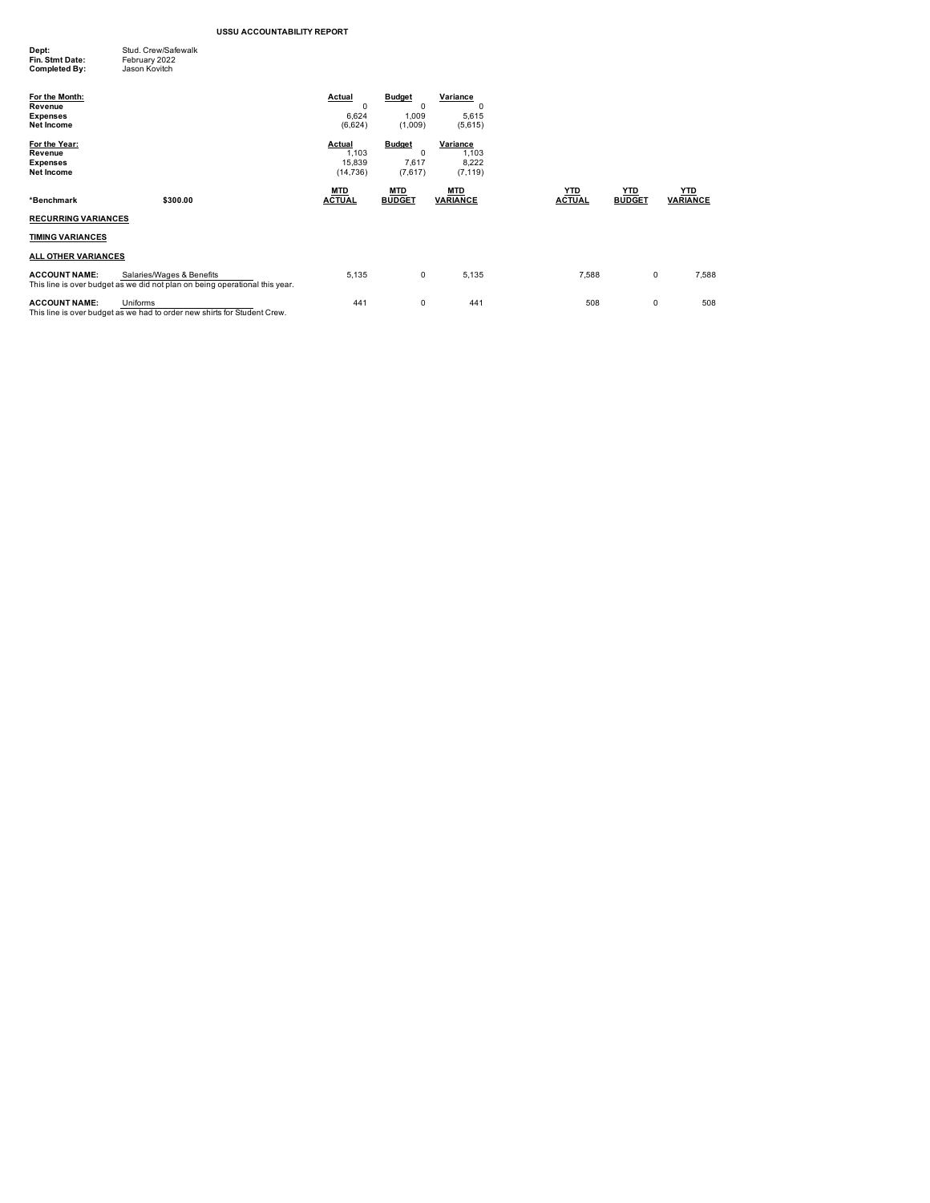**USSU ACCOUNTABILITY REPORT**

**Dept:** Stud. Crew/Safewalk
**Fin. Stmt Date:** February 2022
**Completed By:** Jason Kovitch

| For the Month: | Actual | Budget | Variance |
|---|---|---|---|
| **Revenue** | 0 | 0 | 0 |
| **Expenses** | 6,624 | 1,009 | 5,615 |
| **Net Income** | (6,624) | (1,009) | (5,615) |

| For the Year: | Actual | Budget | Variance |
|---|---|---|---|
| **Revenue** | 1,103 | 0 | 1,103 |
| **Expenses** | 15,839 | 7,617 | 8,222 |
| **Net Income** | (14,736) | (7,617) | (7,119) |

| **\*Benchmark** | **\$300.00** | **MTD ACTUAL** | **MTD BUDGET** | **MTD VARIANCE** | **YTD ACTUAL** | **YTD BUDGET** | **YTD VARIANCE** |
|---|---|---|---|---|---|---|---|
| **RECURRING VARIANCES** | | | | | | | |
| **TIMING VARIANCES** | | | | | | | |
| **ALL OTHER VARIANCES** | | | | | | | |
| **ACCOUNT NAME:** | Salaries/Wages & Benefits | 5,135 | 0 | 5,135 | 7,588 | 0 | 7,588 |
| This line is over budget as we did not plan on being operational this year. | | | | | | | |
| **ACCOUNT NAME:** | Uniforms | 441 | 0 | 441 | 508 | 0 | 508 |
| This line is over budget as we had to order new shirts for Student Crew. | | | | | | | |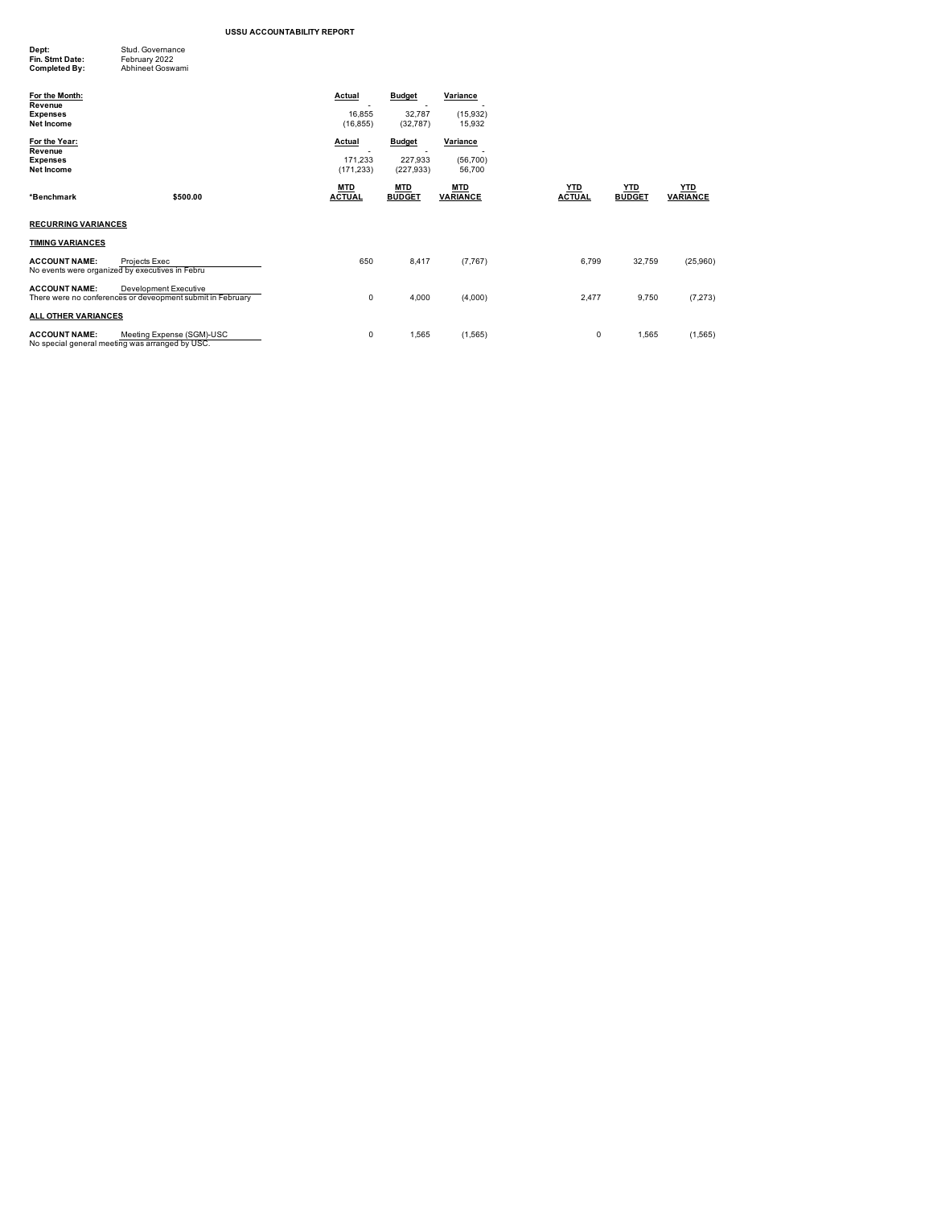**USSU ACCOUNTABILITY REPORT**

**Dept:** Stud. Governance
**Fin. Stmt Date:** February 2022
**Completed By:** Abhineet Goswami

| For the Month: | Actual | Budget | Variance |
|---|---|---|---|
| Revenue | - | - | - |
| Expenses | 16,855 | 32,787 | (15,932) |
| Net Income | (16,855) | (32,787) | 15,932 |

| For the Year: | Actual | Budget | Variance |
|---|---|---|---|
| Revenue | - | - | - |
| Expenses | 171,233 | 227,933 | (56,700) |
| Net Income | (171,233) | (227,933) | 56,700 |

| *Benchmark | $500.00 | MTD ACTUAL | MTD BUDGET | MTD VARIANCE | YTD ACTUAL | YTD BUDGET | YTD VARIANCE |
|---|---|---|---|---|---|---|---|
| **RECURRING VARIANCES** | | | | | | | |
| **TIMING VARIANCES** | | | | | | | |
| **ACCOUNT NAME:** | Projects Exec | 650 | 8,417 | (7,767) | 6,799 | 32,759 | (25,960) |
| No events were organized by executives in Febru | | | | | | | |
| **ACCOUNT NAME:** | Development Executive | | | | | | |
| There were no conferences or deveopment submit in February | | 0 | 4,000 | (4,000) | 2,477 | 9,750 | (7,273) |
| **ALL OTHER VARIANCES** | | | | | | | |
| **ACCOUNT NAME:** | Meeting Expense (SGM)-USC | 0 | 1,565 | (1,565) | 0 | 1,565 | (1,565) |
| No special general meeting was arranged by USC. | | | | | | | |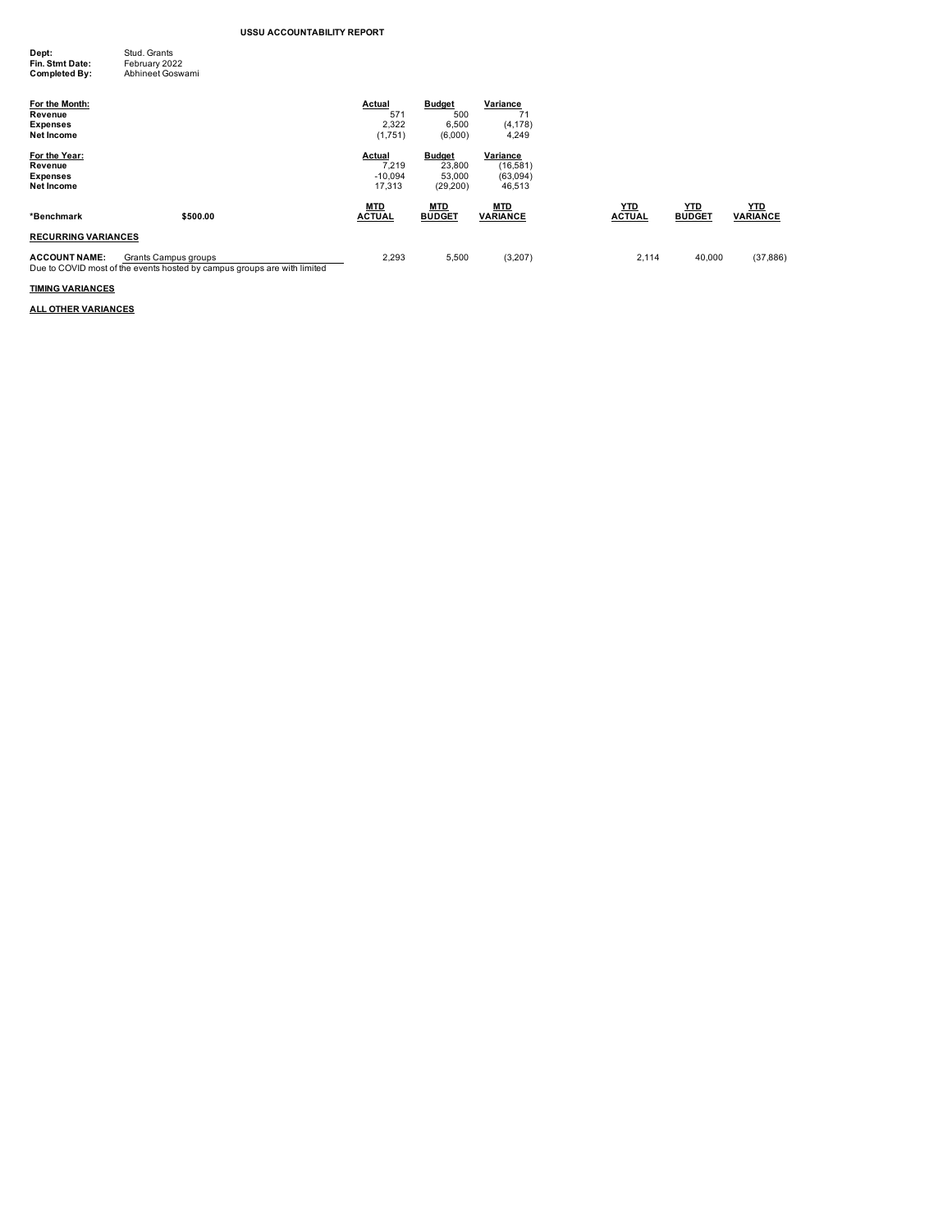# USSU ACCOUNTABILITY REPORT

**Dept:** Stud. Grants
**Fin. Stmt Date:** February 2022
**Completed By:** Abhineet Goswami

| For the Month: | Actual | Budget | Variance |
|---|---|---|---|
| **Revenue** | 571 | 500 | 71 |
| **Expenses** | 2,322 | 6,500 | (4,178) |
| **Net Income** | (1,751) | (6,000) | 4,249 |

| For the Year: | Actual | Budget | Variance |
|---|---|---|---|
| **Revenue** | 7,219 | 23,800 | (16,581) |
| **Expenses** | -10,094 | 53,000 | (63,094) |
| **Net Income** | 17,313 | (29,200) | 46,513 |

| *Benchmark | $500.00 | MTD ACTUAL | MTD BUDGET | MTD VARIANCE | YTD ACTUAL | YTD BUDGET | YTD VARIANCE |
|---|---|---|---|---|---|---|---|
| **RECURRING VARIANCES** | | | | | | | |
| **ACCOUNT NAME:** | Grants Campus groups | 2,293 | 5,500 | (3,207) | 2,114 | 40,000 | (37,886) |

Due to COVID most of the events hosted by campus groups are with limited

**TIMING VARIANCES**

**ALL OTHER VARIANCES**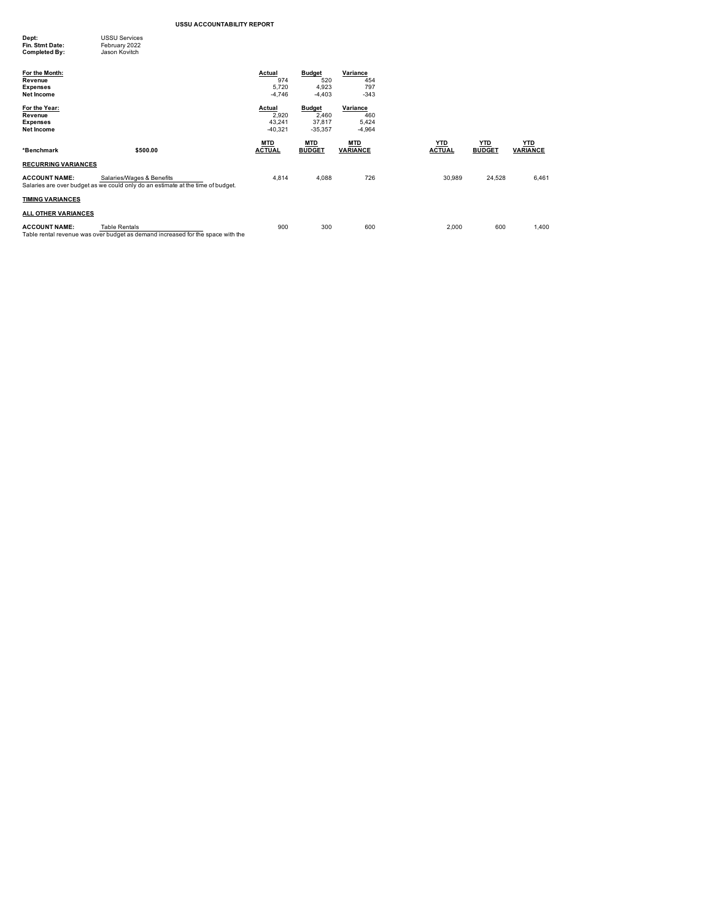# USSU ACCOUNTABILITY REPORT

**Dept:** USSU Services
**Fin. Stmt Date:** February 2022
**Completed By:** Jason Kovitch

| For the Month: | Actual | Budget | Variance |
|---|---|---|---|
| **Revenue** | 974 | 520 | 454 |
| **Expenses** | 5,720 | 4,923 | 797 |
| **Net Income** | -4,746 | -4,403 | -343 |

| For the Year: | Actual | Budget | Variance |
|---|---|---|---|
| **Revenue** | 2,920 | 2,460 | 460 |
| **Expenses** | 43,241 | 37,817 | 5,424 |
| **Net Income** | -40,321 | -35,357 | -4,964 |

| *Benchmark | $500.00 | MTD ACTUAL | MTD BUDGET | MTD VARIANCE | YTD ACTUAL | YTD BUDGET | YTD VARIANCE |
|---|---|---|---|---|---|---|---|
| **RECURRING VARIANCES** | | | | | | | |
| **ACCOUNT NAME:** | Salaries/Wages & Benefits | 4,814 | 4,088 | 726 | 30,989 | 24,528 | 6,461 |
| **TIMING VARIANCES** | | | | | | | |
| **ALL OTHER VARIANCES** | | | | | | | |
| **ACCOUNT NAME:** | Table Rentals | 900 | 300 | 600 | 2,000 | 600 | 1,400 |

Salaries/Wages & Benefits: Salaries are over budget as we could only do an estimate at the time of budget.

Table Rentals: Table rental revenue was over budget as demand increased for the space with the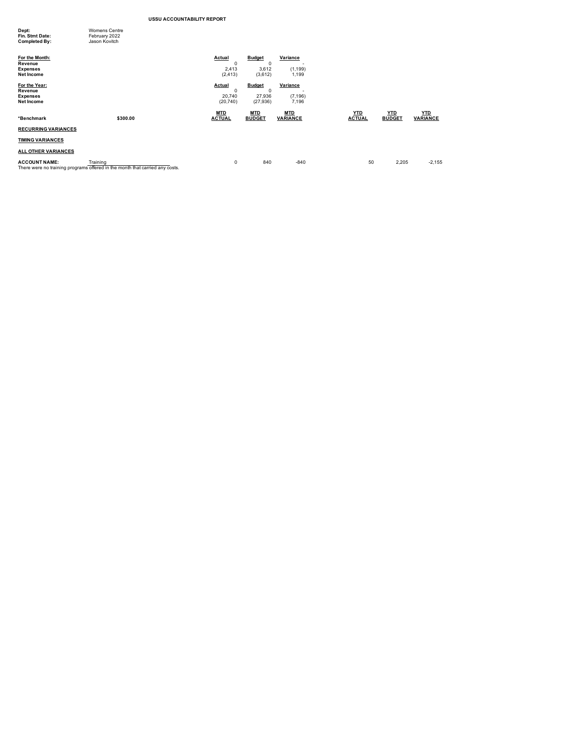**USSU ACCOUNTABILITY REPORT**

**Dept:** Womens Centre
**Fin. Stmt Date:** February 2022
**Completed By:** Jason Kovitch

| For the Month: | Actual | Budget | Variance |
|---|---|---|---|
| Revenue | 0 | 0 | - |
| Expenses | 2,413 | 3,612 | (1,199) |
| Net Income | (2,413) | (3,612) | 1,199 |

| For the Year: | Actual | Budget | Variance |
|---|---|---|---|
| Revenue | 0 | 0 | - |
| Expenses | 20,740 | 27,936 | (7,196) |
| Net Income | (20,740) | (27,936) | 7,196 |

| *Benchmark | $300.00 | MTD ACTUAL | MTD BUDGET | MTD VARIANCE | YTD ACTUAL | YTD BUDGET | YTD VARIANCE |
|---|---|---|---|---|---|---|---|
| **RECURRING VARIANCES** | | | | | | | |
| **TIMING VARIANCES** | | | | | | | |
| **ALL OTHER VARIANCES** | | | | | | | |
| **ACCOUNT NAME:** | Training | 0 | 840 | -840 | 50 | 2,205 | -2,155 |

There were no training programs offered in the month that carried any costs.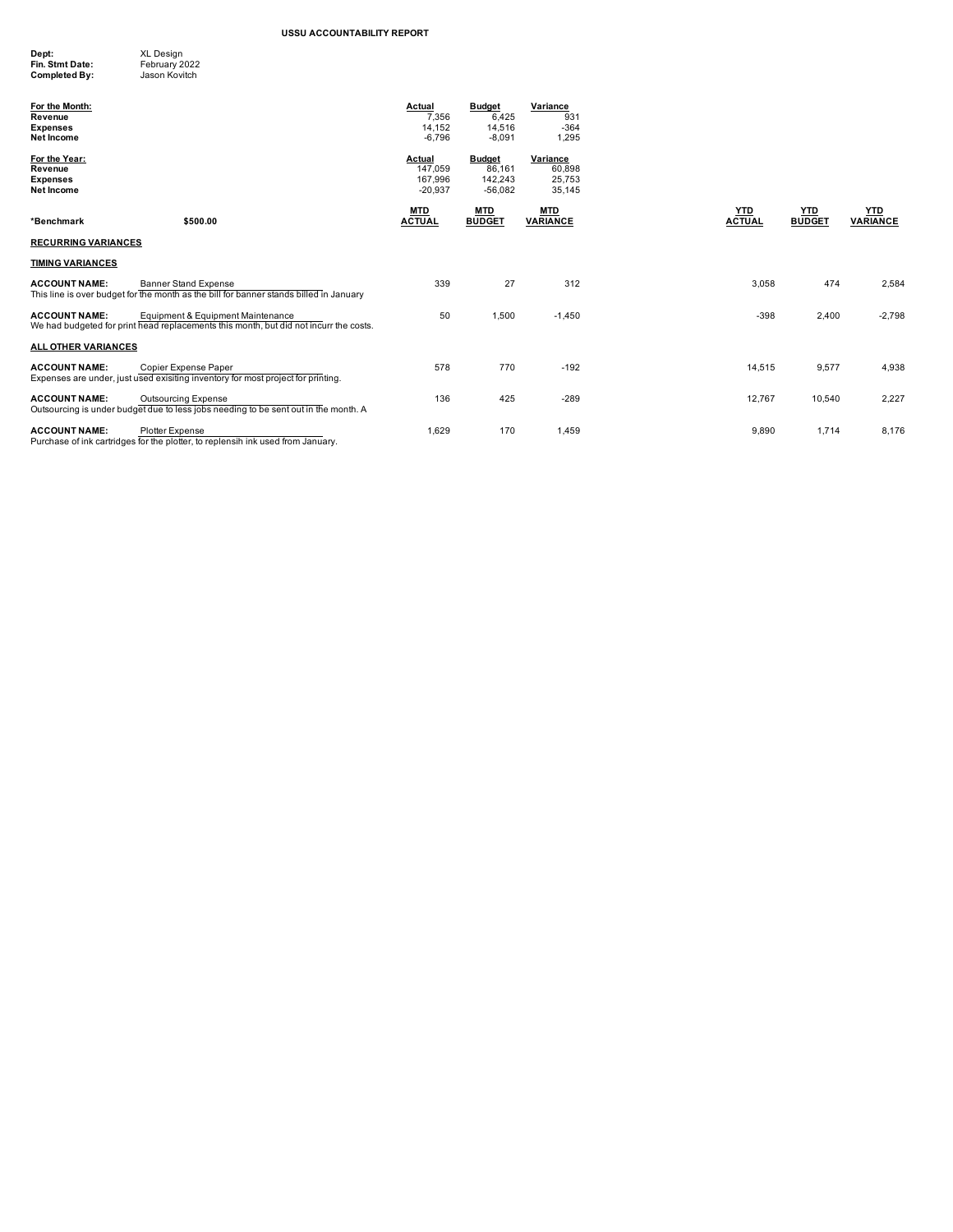## USSU ACCOUNTABILITY REPORT

**Dept:** XL Design
**Fin. Stmt Date:** February 2022
**Completed By:** Jason Kovitch

| For the Month: | Actual | Budget | Variance |
|---|---|---|---|
| Revenue | 7,356 | 6,425 | 931 |
| Expenses | 14,152 | 14,516 | -364 |
| Net Income | -6,796 | -8,091 | 1,295 |

| For the Year: | Actual | Budget | Variance |
|---|---|---|---|
| Revenue | 147,059 | 86,161 | 60,898 |
| Expenses | 167,996 | 142,243 | 25,753 |
| Net Income | -20,937 | -56,082 | 35,145 |

| *Benchmark $500.00 | MTD ACTUAL | MTD BUDGET | MTD VARIANCE | YTD ACTUAL | YTD BUDGET | YTD VARIANCE |
|---|---|---|---|---|---|---|
| **RECURRING VARIANCES** | | | | | | |
| **TIMING VARIANCES** | | | | | | |
| **ACCOUNT NAME:** Banner Stand Expense<br>This line is over budget for the month as the bill for banner stands billed in January | 339 | 27 | 312 | 3,058 | 474 | 2,584 |
| **ACCOUNT NAME:** Equipment & Equipment Maintenance<br>We had budgeted for print head replacements this month, but did not incurr the costs. | 50 | 1,500 | -1,450 | -398 | 2,400 | -2,798 |
| **ALL OTHER VARIANCES** | | | | | | |
| **ACCOUNT NAME:** Copier Expense Paper<br>Expenses are under, just used exisiting inventory for most project for printing. | 578 | 770 | -192 | 14,515 | 9,577 | 4,938 |
| **ACCOUNT NAME:** Outsourcing Expense<br>Outsourcing is under budget due to less jobs needing to be sent out in the month. A | 136 | 425 | -289 | 12,767 | 10,540 | 2,227 |
| **ACCOUNT NAME:** Plotter Expense<br>Purchase of ink cartridges for the plotter, to replensih ink used from January. | 1,629 | 170 | 1,459 | 9,890 | 1,714 | 8,176 |